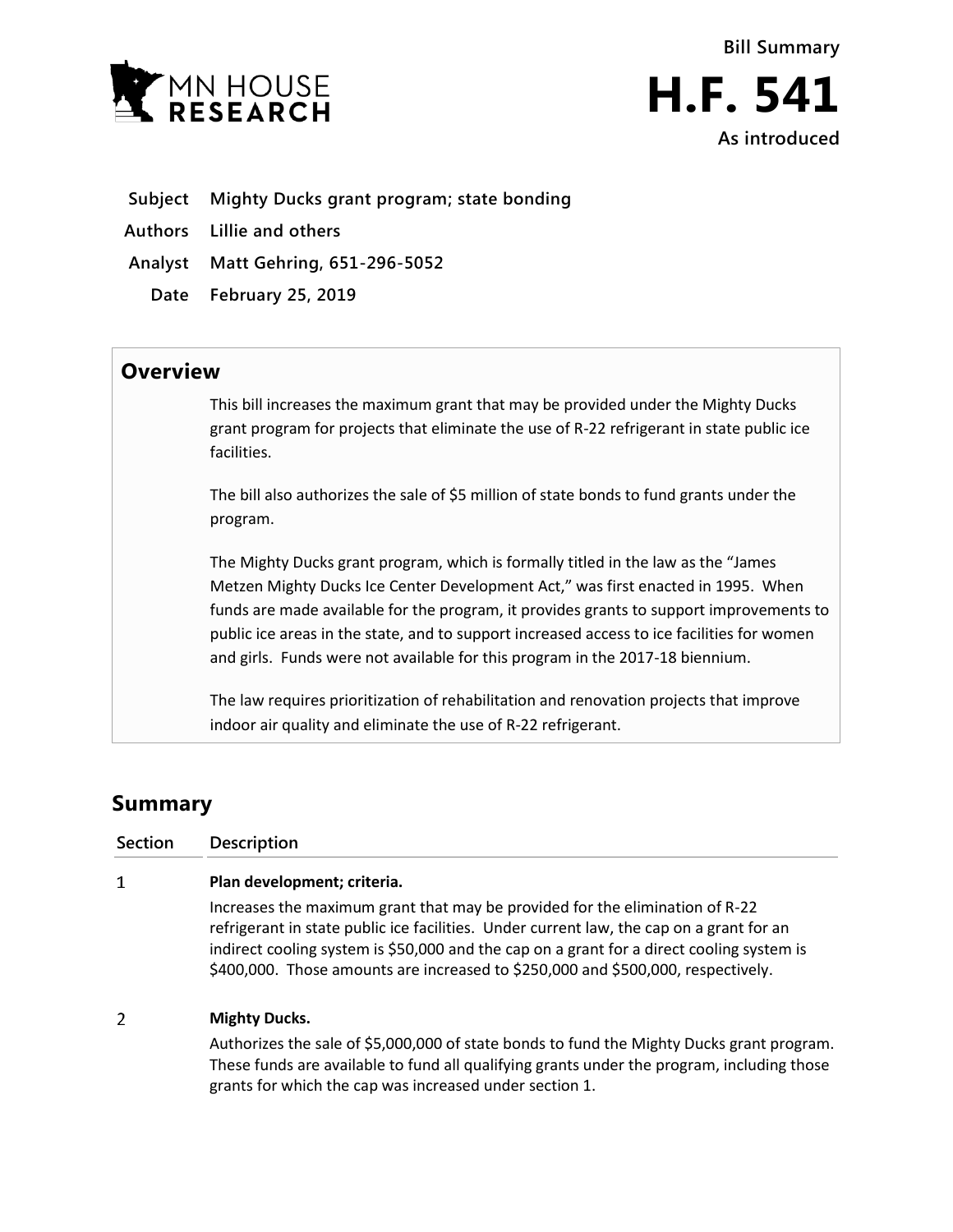MN HOUSE RESEARCH

**Bill Summary**

# H.F. 541

**As introduced**

| | |
|---|---|
| **Subject** | **Mighty Ducks grant program; state bonding** |
| **Authors** | **Lillie and others** |
| **Analyst** | **Matt Gehring, 651-296-5052** |
| **Date** | **February 25, 2019** |

## Overview

This bill increases the maximum grant that may be provided under the Mighty Ducks grant program for projects that eliminate the use of R-22 refrigerant in state public ice facilities.

The bill also authorizes the sale of $5 million of state bonds to fund grants under the program.

The Mighty Ducks grant program, which is formally titled in the law as the "James Metzen Mighty Ducks Ice Center Development Act," was first enacted in 1995. When funds are made available for the program, it provides grants to support improvements to public ice areas in the state, and to support increased access to ice facilities for women and girls. Funds were not available for this program in the 2017-18 biennium.

The law requires prioritization of rehabilitation and renovation projects that improve indoor air quality and eliminate the use of R-22 refrigerant.

## Summary

| Section | Description |
|---|---|
| 1 | **Plan development; criteria.** Increases the maximum grant that may be provided for the elimination of R-22 refrigerant in state public ice facilities. Under current law, the cap on a grant for an indirect cooling system is $50,000 and the cap on a grant for a direct cooling system is $400,000. Those amounts are increased to $250,000 and $500,000, respectively. |
| 2 | **Mighty Ducks.** Authorizes the sale of $5,000,000 of state bonds to fund the Mighty Ducks grant program. These funds are available to fund all qualifying grants under the program, including those grants for which the cap was increased under section 1. |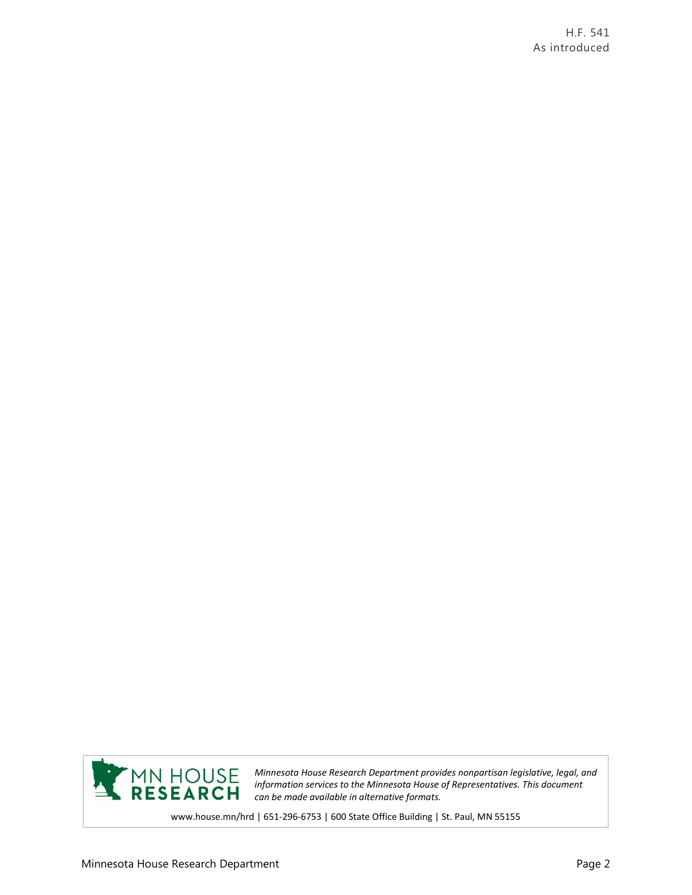MN HOUSE RESEARCH

*Minnesota House Research Department provides nonpartisan legislative, legal, and information services to the Minnesota House of Representatives. This document can be made available in alternative formats.*

www.house.mn/hrd | 651-296-6753 | 600 State Office Building | St. Paul, MN 55155